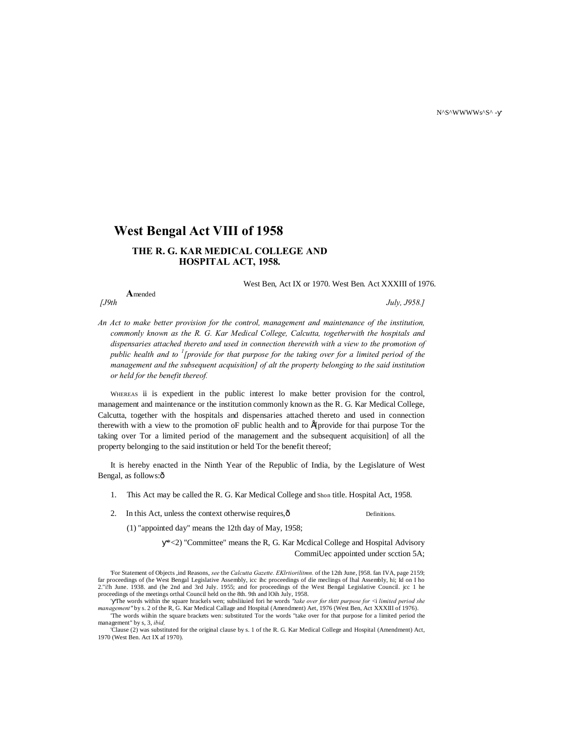# West Bengal Act VIII of 1958

## THE R. G. KAR MEDICAL COLLEGE AND HOSPITAL ACT, 1958.

Amended West Ben, Act IX or 1970. West Ben. Act XXXIII of 1976.

*[J9th July, J958.]*

*An Act to make better provision for the control, management and maintenance of the institution, commonly known as the R. G. Kar Medical College, Calcutta, togetherwith the hospitals and dispensaries attached thereto and used in connection therewith with a view to the promotion of public health and to [1][provide for that purpose for the taking over for a limited period of the management and the subsequent acquisition] of alt the property belonging to the said institution or held for the benefit thereof.*

WHEREAS ii is expedient in the public interest lo make better provision for the control, management and maintenance or the institution commonly known as the R. G. Kar Medical College, Calcutta, together with the hospitals and dispensaries attached thereto and used in connection therewith with a view to the promotion oF public health and to Å[provide for thai purpose Tor the taking over Tor a limited period of the management and the subsequent acquisition] of all the property belonging to the said institution or held Tor the benefit thereof;

It is hereby enacted in the Ninth Year of the Republic of India, by the Legislature of West Bengal, as follows:ô

1. This Act may be called the R. G. Kar Medical College and Hospital Act, 1958. *Shon title.*

2. In this Act, unless the context otherwise requires,ô *Definitions.*

(1) "appointed day" means the 12th day of May, 1958;

ÿ*<2) "Committee" means the R, G. Kar Mcdical College and Hospital Advisory CommiUec appointed under scction 5A;

'For Statement of Objects ,ind Reasons, *see* the *Calcutta Gazette. EKlrtiorilitmn.* of the 12th June, [958. fan IVA, page 2159; far proceedings of (he West Bengal Legislative Assembly, icc ihc proceedings of die meclings of lhal Assembly, hi; Id on I ho 2."i!h June. 1938. and (he 2nd and 3rd July. 1955; and for proceedings of the West Bengal Legislative Council. jcc 1 he proceedings of the meetings orthal Council held on the 8th. 9th and lOih July, 1958.

'ÿThe words within the square hrackels wen; subsliiuied fori he words *"take over for thttt purpose for <i limited period she management"* by s. 2 of the R, G. Kar Medical Callage and Hospital (Amendment) Aet, 1976 (West Ben, Act XXXIII of 1976).

'The words wiihin the square brackets wen: substituted Tor the words "take over for that purpose for a limited period the management" by s, 3, *ibid,*

'Clause (2) was substituted for the original clause by s. 1 of the R. G. Kar Medical College and Hospital (Amendment) Act, 1970 (West Ben. Act IX af 1970).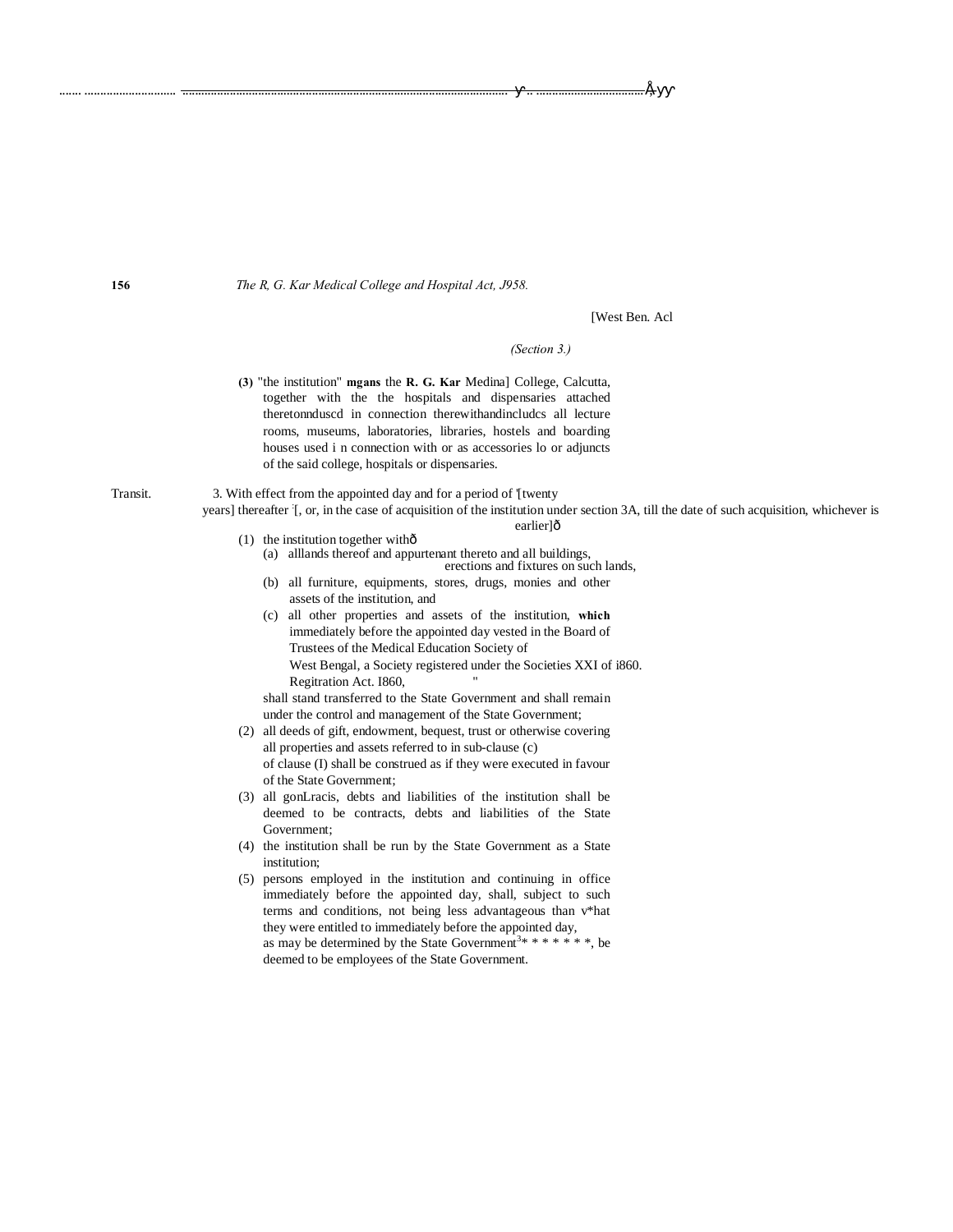*(Section 3.)*

**(3)** "the institution" **mgans** the **R. G. Kar** Medina] College, Calcutta, together with the the hospitals and dispensaries attached theretonnduscd in connection therewithandincludcs all lecture rooms, museums, laboratories, libraries, hostels and boarding houses used i n connection with or as accessories lo or adjuncts of the said college, hospitals or dispensaries.

Transit.

3. With effect from the appointed day and for a period of '[twenty years] thereafter [, or, in the case of acquisition of the institution under section 3A, till the date of such acquisition, whichever is earlier]—

(1) the institution together with—

(a) alllands thereof and appurtenant thereto and all buildings, erections and fixtures on such lands,

(b) all furniture, equipments, stores, drugs, monies and other assets of the institution, and

(c) all other properties and assets of the institution, **which** immediately before the appointed day vested in the Board of Trustees of the Medical Education Society of West Bengal, a Society registered under the Societies XXI of i860. Regitration Act. I860,

shall stand transferred to the State Government and shall remain under the control and management of the State Government;

(2) all deeds of gift, endowment, bequest, trust or otherwise covering all properties and assets referred to in sub-clause (c) of clause (I) shall be construed as if they were executed in favour of the State Government;

(3) all gonLracis, debts and liabilities of the institution shall be deemed to be contracts, debts and liabilities of the State Government;

(4) the institution shall be run by the State Government as a State institution;

(5) persons employed in the institution and continuing in office immediately before the appointed day, shall, subject to such terms and conditions, not being less advantageous than v*hat they were entitled to immediately before the appointed day, as may be determined by the State Government[3]* * * * * * *, be deemed to be employees of the State Government.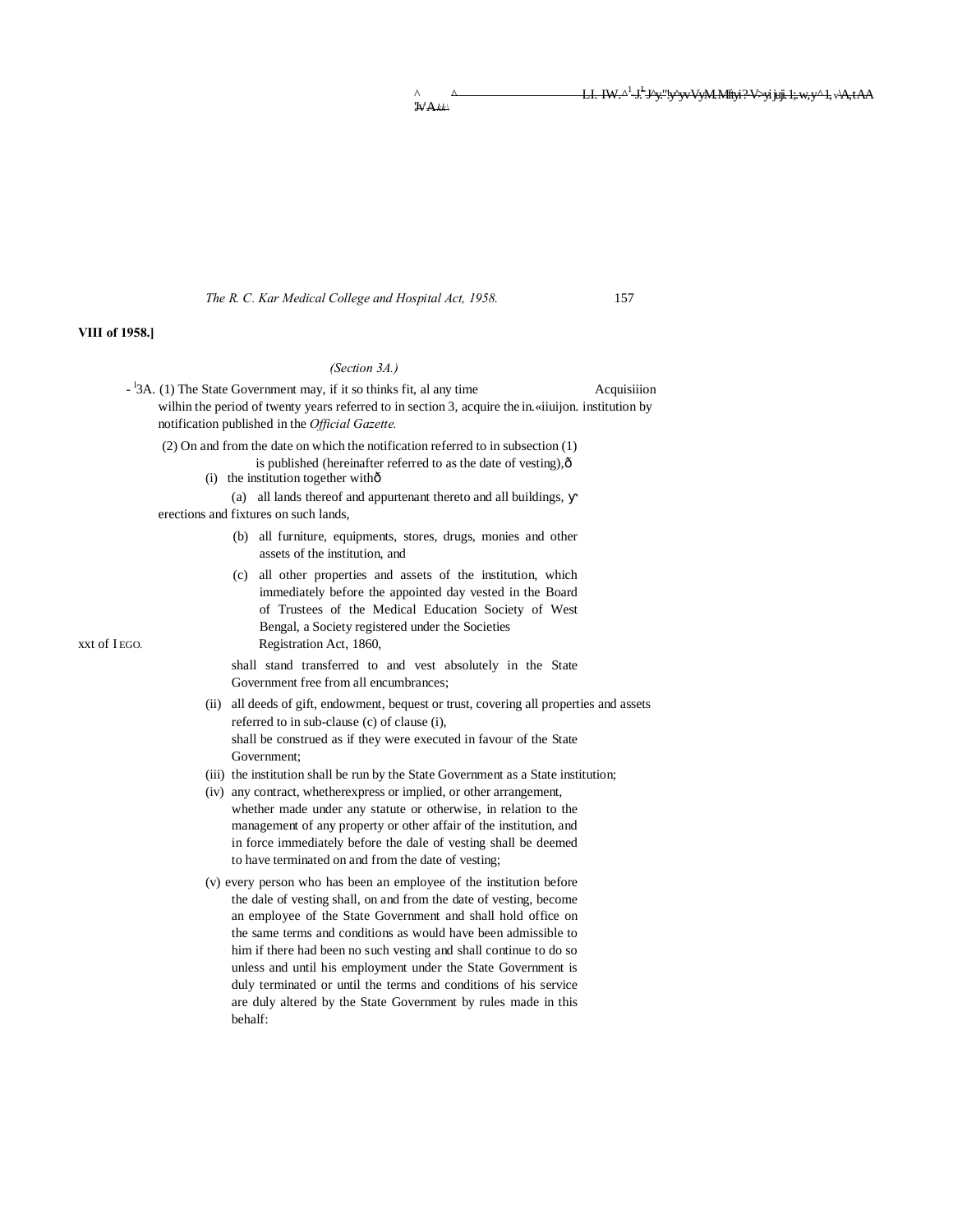VIII of 1958.]

*(Section 3A.)*

- [1]3A. (1) The State Government may, if it so thinks fit, al any time wilhin the period of twenty years referred to in section 3, acquire the institution by notification published in the *Official Gazette.*

Acquisiiion in.«iiuijon.

(2) On and from the date on which the notification referred to in subsection (1) is published (hereinafter referred to as the date of vesting),—

(i) the institution together with—

(a) all lands thereof and appurtenant thereto and all buildings, erections and fixtures on such lands,

(b) all furniture, equipments, stores, drugs, monies and other assets of the institution, and

(c) all other properties and assets of the institution, which immediately before the appointed day vested in the Board of Trustees of the Medical Education Society of West Bengal, a Society registered under the Societies Registration Act, 1860,

xxt of I EGO.

shall stand transferred to and vest absolutely in the State Government free from all encumbrances;

(ii) all deeds of gift, endowment, bequest or trust, covering all properties and assets referred to in sub-clause (c) of clause (i), shall be construed as if they were executed in favour of the State Government;

(iii) the institution shall be run by the State Government as a State institution;

(iv) any contract, whetherexpress or implied, or other arrangement, whether made under any statute or otherwise, in relation to the management of any property or other affair of the institution, and in force immediately before the dale of vesting shall be deemed to have terminated on and from the date of vesting;

(v) every person who has been an employee of the institution before the dale of vesting shall, on and from the date of vesting, become an employee of the State Government and shall hold office on the same terms and conditions as would have been admissible to him if there had been no such vesting and shall continue to do so unless and until his employment under the State Government is duly terminated or until the terms and conditions of his service are duly altered by the State Government by rules made in this behalf: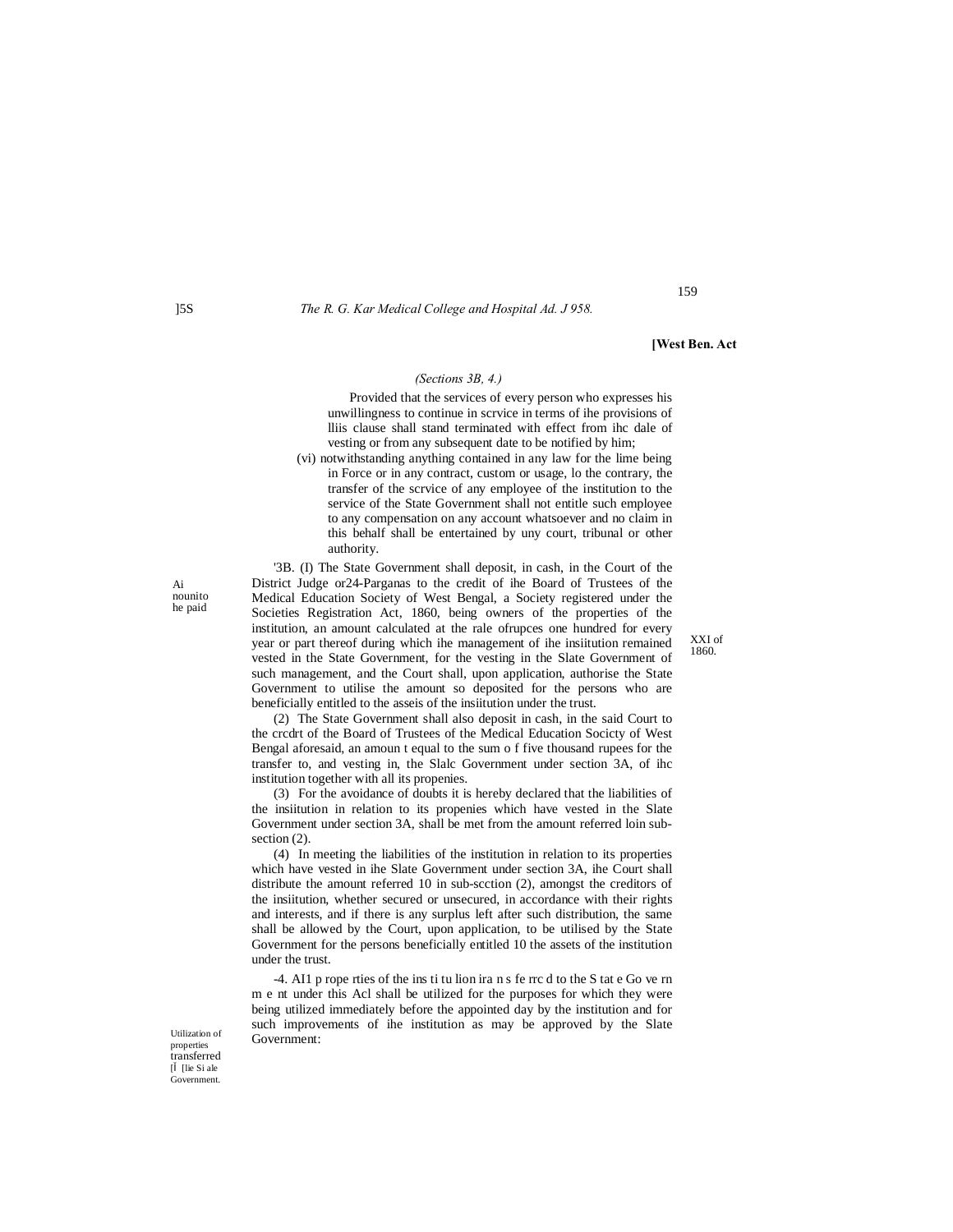*(Sections 3B, 4.)*

Provided that the services of every person who expresses his unwillingness to continue in scrvice in terms of ihe provisions of lliis clause shall stand terminated with effect from ihc dale of vesting or from any subsequent date to be notified by him;

(vi) notwithstanding anything contained in any law for the lime being in Force or in any contract, custom or usage, lo the contrary, the transfer of the scrvice of any employee of the institution to the service of the State Government shall not entitle such employee to any compensation on any account whatsoever and no claim in this behalf shall be entertained by uny court, tribunal or other authority.

Ai nounito he paid

'3B. (I) The State Government shall deposit, in cash, in the Court of the District Judge or24-Parganas to the credit of ihe Board of Trustees of the Medical Education Society of West Bengal, a Society registered under the Societies Registration Act, 1860, being owners of the properties of the institution, an amount calculated at the rale ofrupces one hundred for every year or part thereof during which ihe management of ihe insiitution remained vested in the State Government, for the vesting in the Slate Government of such management, and the Court shall, upon application, authorise the State Government to utilise the amount so deposited for the persons who are beneficially entitled to the asseis of the insiitution under the trust.

XXI of 1860.

(2) The State Government shall also deposit in cash, in the said Court to the crcdrt of the Board of Trustees of the Medical Education Socicty of West Bengal aforesaid, an amoun t equal to the sum o f five thousand rupees for the transfer to, and vesting in, the Slalc Government under section 3A, of ihc institution together with all its propenies.

(3) For the avoidance of doubts it is hereby declared that the liabilities of the insiitution in relation to its propenies which have vested in the Slate Government under section 3A, shall be met from the amount referred loin sub-section (2).

(4) In meeting the liabilities of the institution in relation to its properties which have vested in ihe Slate Government under section 3A, ihe Court shall distribute the amount referred 10 in sub-scction (2), amongst the creditors of the insiitution, whether secured or unsecured, in accordance with their rights and interests, and if there is any surplus left after such distribution, the same shall be allowed by the Court, upon application, to be utilised by the State Government for the persons beneficially entitled 10 the assets of the institution under the trust.

Utilization of properties transferred [Ï [lie Si ale Government.

-4. AI1 p rope rties of the ins ti tu lion ira n s fe rrc d to the S tat e Go ve rn m e nt under this Acl shall be utilized for the purposes for which they were being utilized immediately before the appointed day by the institution and for such improvements of ihe institution as may be approved by the Slate Government: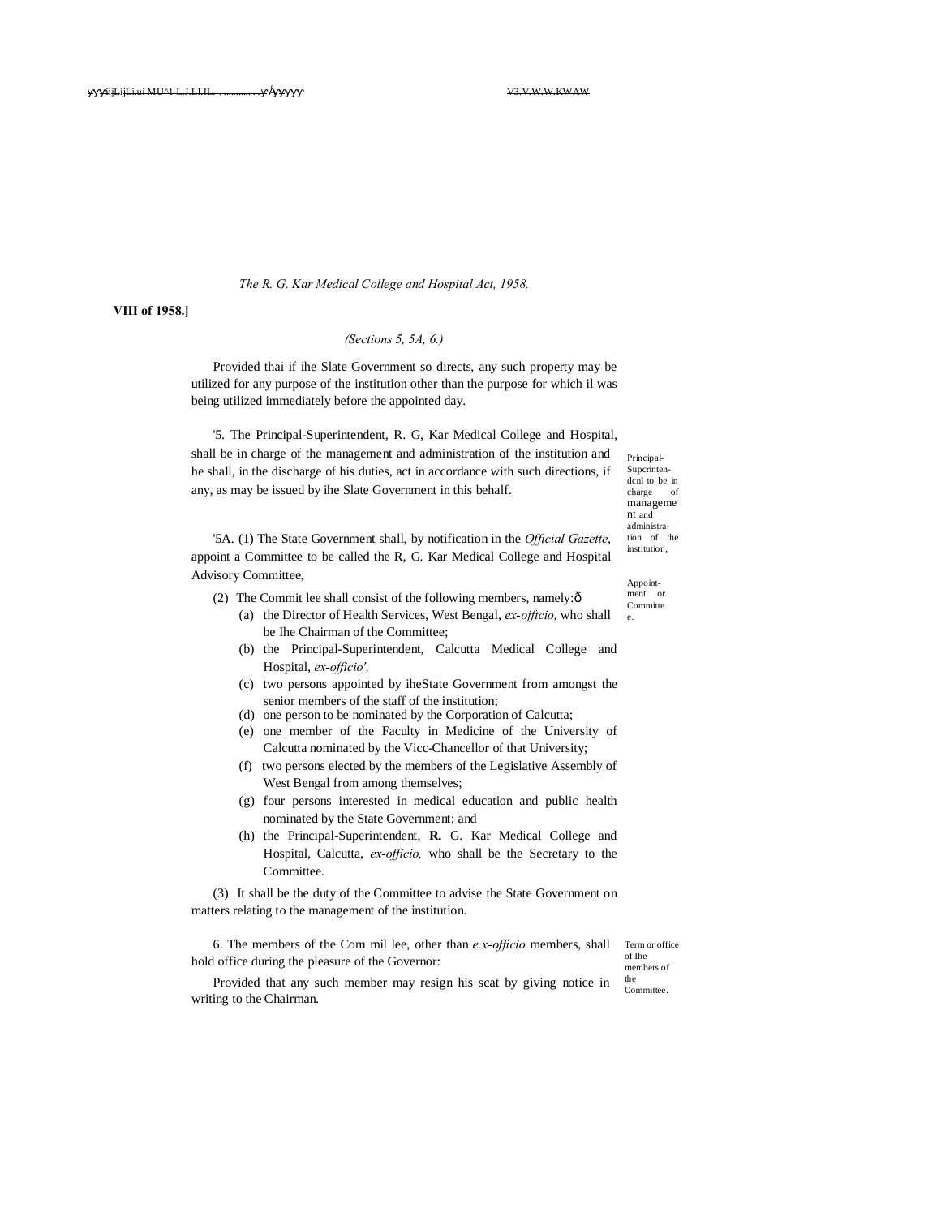*The R. G. Kar Medical College and Hospital Act, 1958.*

**VIII of 1958.]**

*(Sections 5, 5A, 6.)*

Provided thai if ihe Slate Government so directs, any such property may be utilized for any purpose of the institution other than the purpose for which il was being utilized immediately before the appointed day.

Principal-Supcrinten-dcnl to be in charge of manageme nt and administra-tion of the institution,

'5. The Principal-Superintendent, R. G, Kar Medical College and Hospital, shall be in charge of the management and administration of the institution and he shall, in the discharge of his duties, act in accordance with such directions, if any, as may be issued by ihe Slate Government in this behalf.

Appoint-ment or Committe e.

'5A. (1) The State Government shall, by notification in the *Official Gazette*, appoint a Committee to be called the R, G. Kar Medical College and Hospital Advisory Committee,

(2) The Commit lee shall consist of the following members, namely:ô

(a) the Director of Health Services, West Bengal, *ex-ojftcio,* who shall be Ihe Chairman of the Committee;

(b) the Principal-Superintendent, Calcutta Medical College and Hospital, *ex-officio',*

(c) two persons appointed by iheState Government from amongst the senior members of the staff of the institution;

(d) one person to be nominated by the Corporation of Calcutta;

(e) one member of the Faculty in Medicine of the University of Calcutta nominated by the Vicc-Chancellor of that University;

(f) two persons elected by the members of the Legislative Assembly of West Bengal from among themselves;

(g) four persons interested in medical education and public health nominated by the State Government; and

(h) the Principal-Superintendent, **R.** G. Kar Medical College and Hospital, Calcutta, *ex-officio,* who shall be the Secretary to the Committee.

(3) It shall be the duty of the Committee to advise the State Government on matters relating to the management of the institution.

Term or office of Ihe members of the Committee.

6. The members of the Com mil lee, other than *e.x-officio* members, shall hold office during the pleasure of the Governor:

Provided that any such member may resign his scat by giving notice in writing to the Chairman.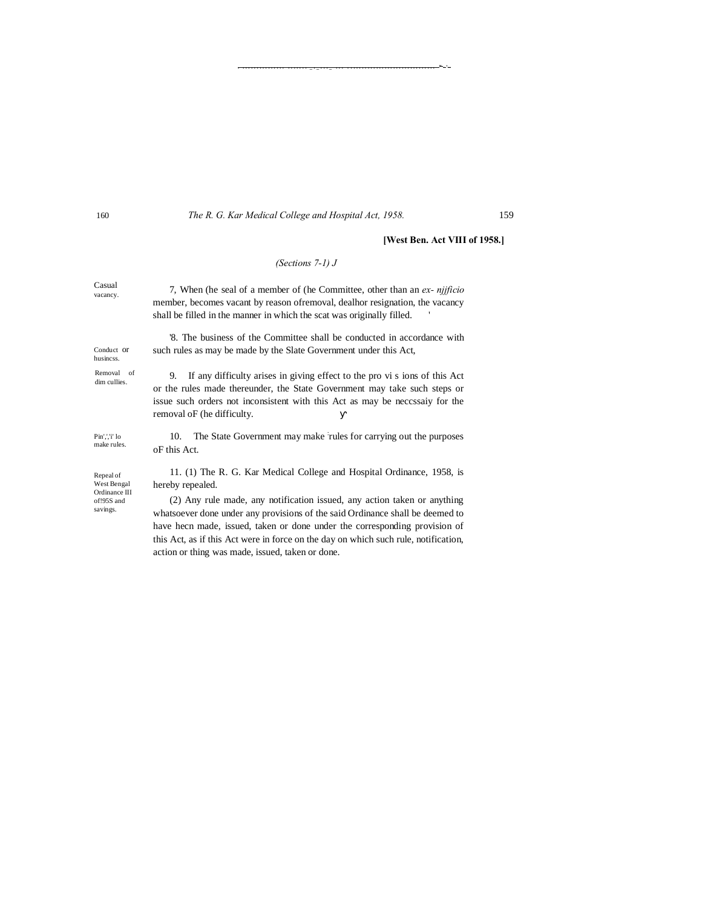**[West Ben. Act VIII of 1958.]**

*(Sections 7-1) J*

Casual vacancy.

7, When (he seal of a member of (he Committee, other than an *ex- njjficio* member, becomes vacant by reason ofremoval, dealhor resignation, the vacancy shall be filled in the manner in which the scat was originally filled.

Conduct or husincss.

'8. The business of the Committee shall be conducted in accordance with such rules as may be made by the Slate Government under this Act,

Removal of dim cullies.

9. If any difficulty arises in giving effect to the pro vi s ions of this Act or the rules made thereunder, the State Government may take such steps or issue such orders not inconsistent with this Act as may be neccssaiy for the removal oF (he difficulty.

Pin',','i' lo make rules.

10. The State Government may make rules for carrying out the purposes oF this Act.

Repeal of West Bengal Ordinance III of!95S and savings.

11. (1) The R. G. Kar Medical College and Hospital Ordinance, 1958, is hereby repealed.

(2) Any rule made, any notification issued, any action taken or anything whatsoever done under any provisions of the said Ordinance shall be deemed to have hecn made, issued, taken or done under the corresponding provision of this Act, as if this Act were in force on the day on which such rule, notification, action or thing was made, issued, taken or done.